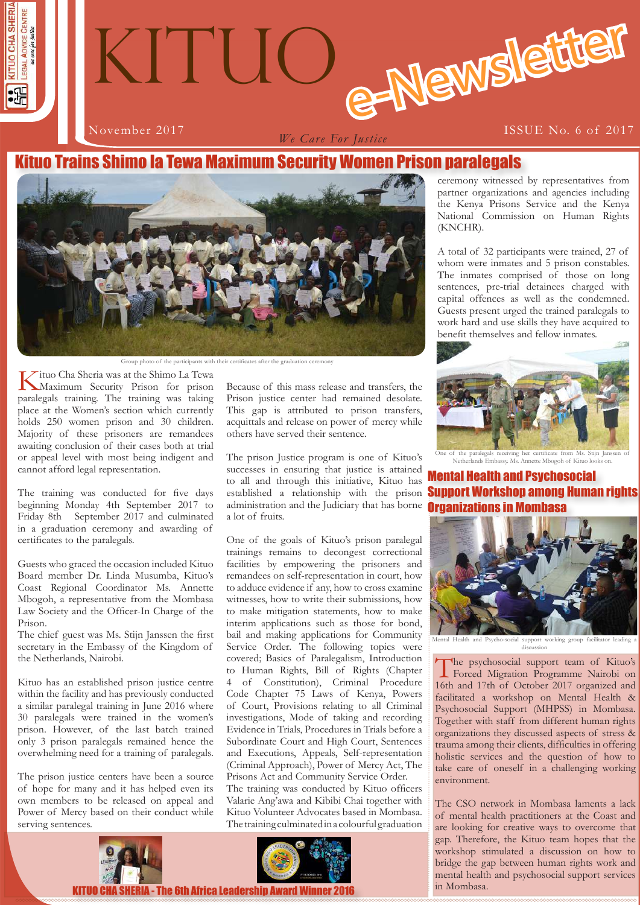# KITUO e-Newsletter

November 2017

*We Care For Justice*

ISSUE No. 6 of 2017

## Kituo Trains Shimo la Tewa Maximum Security Women Prison paralegals

Group photo of the participants with their certificates after the graduation ceremony

Kituo Cha Sheria was at the Shimo La Tewa Maximum Security Prison for prison paralegals training. The training was taking place at the Women's section which currently holds 250 women prison and 30 children. Majority of these prisoners are remandees awaiting conclusion of their cases both at trial or appeal level with most being indigent and cannot afford legal representation.

The training was conducted for five days beginning Monday 4th September 2017 to Friday 8th September 2017 and culminated in a graduation ceremony and awarding of certificates to the paralegals.

Guests who graced the occasion included Kituo Board member Dr. Linda Musumba, Kituo's Coast Regional Coordinator Ms. Annette Mbogoh, a representative from the Mombasa Law Society and the Officer-In Charge of the Prison.

The chief guest was Ms. Stijn Janssen the first secretary in the Embassy of the Kingdom of the Netherlands, Nairobi.

Kituo has an established prison justice centre within the facility and has previously conducted a similar paralegal training in June 2016 where 30 paralegals were trained in the women's prison. However, of the last batch trained only 3 prison paralegals remained hence the overwhelming need for a training of paralegals.

The prison justice centers have been a source of hope for many and it has helped even its own members to be released on appeal and Power of Mercy based on their conduct while serving sentences.

Because of this mass release and transfers, the Prison justice center had remained desolate. This gap is attributed to prison transfers, acquittals and release on power of mercy while others have served their sentence.

The prison Justice program is one of Kituo's successes in ensuring that justice is attained to all and through this initiative, Kituo has established a relationship with the prison administration and the Judiciary that has borne a lot of fruits.

One of the goals of Kituo's prison paralegal trainings remains to decongest correctional facilities by empowering the prisoners and remandees on self-representation in court, how to adduce evidence if any, how to cross examine witnesses, how to write their submissions, how to make mitigation statements, how to make interim applications such as those for bond, bail and making applications for Community Service Order. The following topics were covered; Basics of Paralegalism, Introduction to Human Rights, Bill of Rights (Chapter 4 of Constitution), Criminal Procedure Code Chapter 75 Laws of Kenya, Powers of Court, Provisions relating to all Criminal investigations, Mode of taking and recording Evidence in Trials, Procedures in Trials before a Subordinate Court and High Court, Sentences and Executions, Appeals, Self-representation (Criminal Approach), Power of Mercy Act, The Prisons Act and Community Service Order.

The training was conducted by Kituo officers Valarie Ang'awa and Kibibi Chai together with Kituo Volunteer Advocates based in Mombasa. The training culminated in a colourful graduation ceremony witnessed by representatives from partner organizations and agencies including the Kenya Prisons Service and the Kenya National Commission on Human Rights (KNCHR).

A total of 32 participants were trained, 27 of whom were inmates and 5 prison constables. The inmates comprised of those on long sentences, pre-trial detainees charged with capital offences as well as the condemned. Guests present urged the trained paralegals to work hard and use skills they have acquired to benefit themselves and fellow inmates.

One of the paralegals receiving her certificate from Ms. Stijn Janssen of Netherlands Embassy. Ms. Annette Mbogoh of Kituo looks on.

## Mental Health and Psychosocial Support Workshop among Human rights Organizations in Mombasa

Mental Health and Psycho-social support working group facilitator leading a discussion

The psychosocial support team of Kituo's Forced Migration Programme Nairobi on 16th and 17th of October 2017 organized and facilitated a workshop on Mental Health & Psychosocial Support (MHPSS) in Mombasa. Together with staff from different human rights organizations they discussed aspects of stress & trauma among their clients, difficulties in offering holistic services and the question of how to take care of oneself in a challenging working environment.

The CSO network in Mombasa laments a lack of mental health practitioners at the Coast and are looking for creative ways to overcome that gap. Therefore, the Kituo team hopes that the workshop stimulated a discussion on how to bridge the gap between human rights work and mental health and psychosocial support services in Mombasa.

**KITUO CHA SHERIA - The 6th Africa Leadership Award Winner 2016**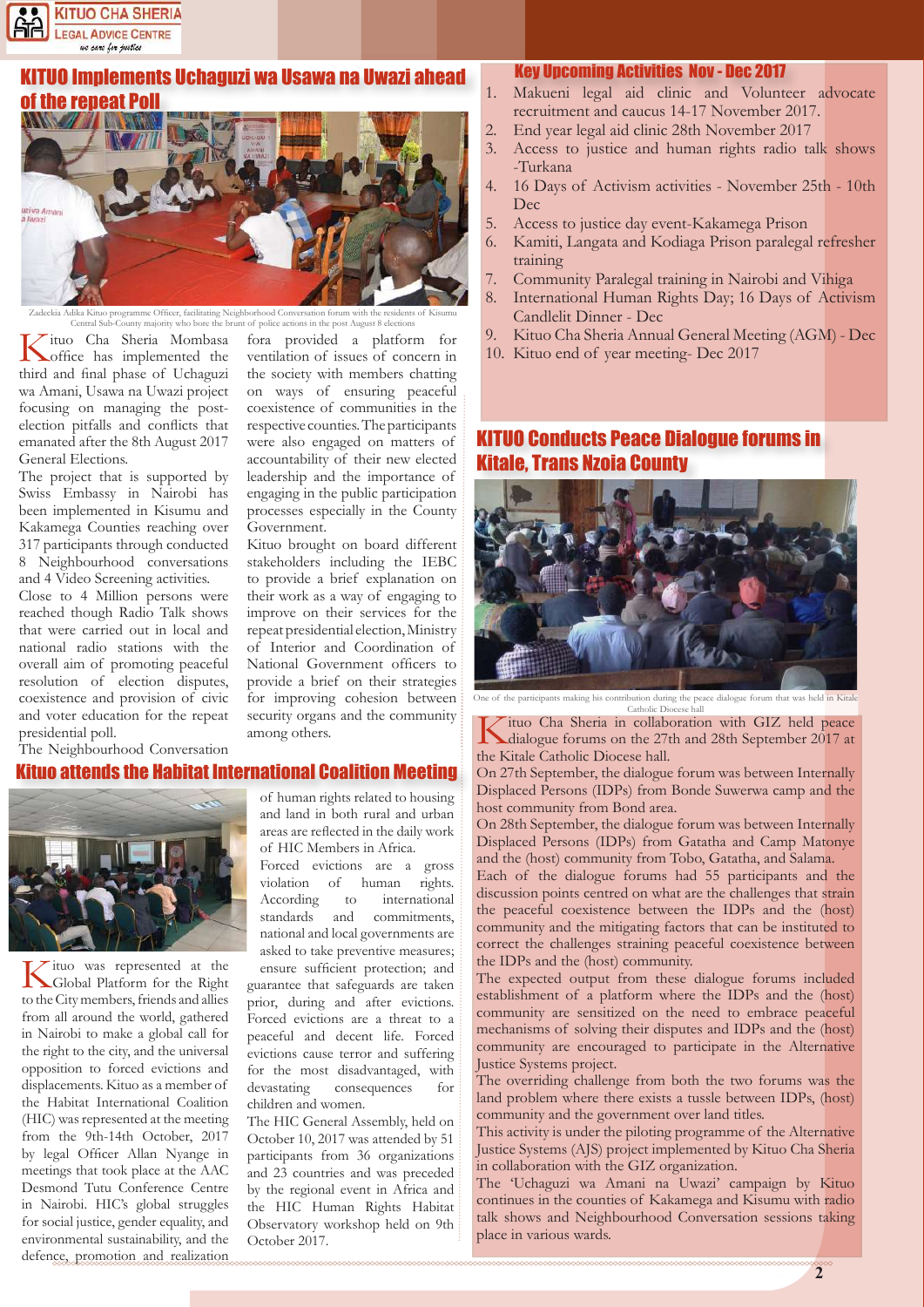## KITUO Implements Uchaguzi wa Usawa na Uwazi ahead of the repeat Poll

Zadeckia Adika Kituo programme Officer, facilitating Neighborhood Conversation forum with the residents of Kisumu Central Sub-County majority who bore the brunt of police actions in the post August 8 elections

Kituo Cha Sheria Mombasa office has implemented the third and final phase of Uchaguzi wa Amani, Usawa na Uwazi project focusing on managing the post-election pitfalls and conflicts that emanated after the 8th August 2017 General Elections.

The project that is supported by Swiss Embassy in Nairobi has been implemented in Kisumu and Kakamega Counties reaching over 317 participants through conducted 8 Neighbourhood conversations and 4 Video Screening activities.

Close to 4 Million persons were reached though Radio Talk shows that were carried out in local and national radio stations with the overall aim of promoting peaceful resolution of election disputes, coexistence and provision of civic and voter education for the repeat presidential poll.

The Neighbourhood Conversation fora provided a platform for ventilation of issues of concern in the society with members chatting on ways of ensuring peaceful coexistence of communities in the respective counties. The participants were also engaged on matters of accountability of their new elected leadership and the importance of engaging in the public participation processes especially in the County Government.

Kituo brought on board different stakeholders including the IEBC to provide a brief explanation on their work as a way of engaging to improve on their services for the repeat presidential election, Ministry of Interior and Coordination of National Government officers to provide a brief on their strategies for improving cohesion between security organs and the community among others.

## Kituo attends the Habitat International Coalition Meeting

Kituo was represented at the Global Platform for the Right to the City members, friends and allies from all around the world, gathered in Nairobi to make a global call for the right to the city, and the universal opposition to forced evictions and displacements. Kituo as a member of the Habitat International Coalition (HIC) was represented at the meeting from the 9th-14th October, 2017 by legal Officer Allan Nyange in meetings that took place at the AAC Desmond Tutu Conference Centre in Nairobi. HIC's global struggles for social justice, gender equality, and environmental sustainability, and the defence, promotion and realization of human rights related to housing and land in both rural and urban areas are reflected in the daily work of HIC Members in Africa.

Forced evictions are a gross violation of human rights. According to international standards and commitments, national and local governments are asked to take preventive measures; ensure sufficient protection; and guarantee that safeguards are taken prior, during and after evictions. Forced evictions are a threat to a peaceful and decent life. Forced evictions cause terror and suffering for the most disadvantaged, with devastating consequences for children and women.

The HIC General Assembly, held on October 10, 2017 was attended by 51 participants from 36 organizations and 23 countries and was preceded by the regional event in Africa and the HIC Human Rights Habitat Observatory workshop held on 9th October 2017.

## Key Upcoming Activities Nov - Dec 2017

1. Makueni legal aid clinic and Volunteer advocate recruitment and caucus 14-17 November 2017.
2. End year legal aid clinic 28th November 2017
3. Access to justice and human rights radio talk shows -Turkana
4. 16 Days of Activism activities - November 25th - 10th Dec
5. Access to justice day event-Kakamega Prison
6. Kamiti, Langata and Kodiaga Prison paralegal refresher training
7. Community Paralegal training in Nairobi and Vihiga
8. International Human Rights Day; 16 Days of Activism Candlelit Dinner - Dec
9. Kituo Cha Sheria Annual General Meeting (AGM) - Dec
10. Kituo end of year meeting- Dec 2017

## KITUO Conducts Peace Dialogue forums in Kitale, Trans Nzoia County

One of the participants making his contribution during the peace dialogue forum that was held in Kitale Catholic Diocese hall

Kituo Cha Sheria in collaboration with GIZ held peace dialogue forums on the 27th and 28th September 2017 at the Kitale Catholic Diocese hall.

On 27th September, the dialogue forum was between Internally Displaced Persons (IDPs) from Bonde Suwerwa camp and the host community from Bond area.

On 28th September, the dialogue forum was between Internally Displaced Persons (IDPs) from Gatatha and Camp Matonye and the (host) community from Tobo, Gatatha, and Salama.

Each of the dialogue forums had 55 participants and the discussion points centred on what are the challenges that strain the peaceful coexistence between the IDPs and the (host) community and the mitigating factors that can be instituted to correct the challenges straining peaceful coexistence between the IDPs and the (host) community.

The expected output from these dialogue forums included establishment of a platform where the IDPs and the (host) community are sensitized on the need to embrace peaceful mechanisms of solving their disputes and IDPs and the (host) community are encouraged to participate in the Alternative Justice Systems project.

The overriding challenge from both the two forums was the land problem where there exists a tussle between IDPs, (host) community and the government over land titles.

This activity is under the piloting programme of the Alternative Justice Systems (AJS) project implemented by Kituo Cha Sheria in collaboration with the GIZ organization.

The 'Uchaguzi wa Amani na Uwazi' campaign by Kituo continues in the counties of Kakamega and Kisumu with radio talk shows and Neighbourhood Conversation sessions taking place in various wards.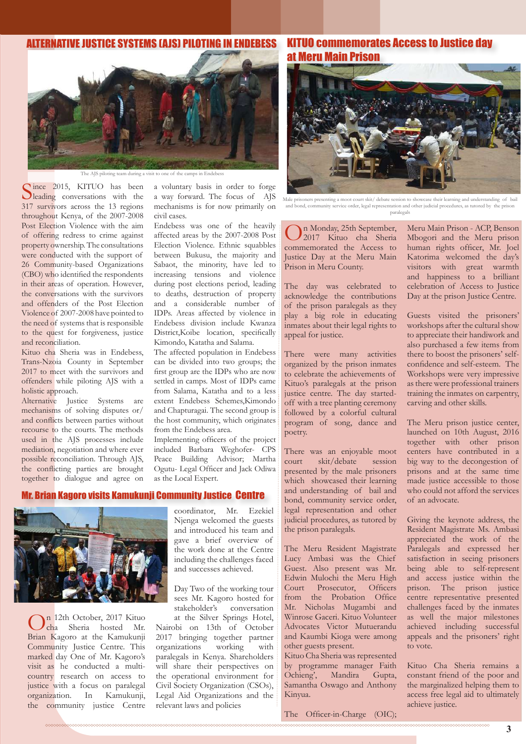## ALTERNATIVE JUSTICE SYSTEMS (AJS) PILOTING IN ENDEBESS

The AJS piloting team during a visit to one of the camps in Endebess

Since 2015, KITUO has been leading conversations with the 317 survivors across the 13 regions throughout Kenya, of the 2007-2008 Post Election Violence with the aim of offering redress to crime against property ownership. The consultations were conducted with the support of 26 Community-based Organizations (CBO) who identified the respondents in their areas of operation. However, the conversations with the survivors and offenders of the Post Election Violence of 2007-2008 have pointed to the need of systems that is responsible to the quest for forgiveness, justice and reconciliation.

Kituo cha Sheria was in Endebess, Trans-Nzoia County in September 2017 to meet with the survivors and offenders while piloting AJS with a holistic approach.

Alternative Justice Systems are mechanisms of solving disputes or/ and conflicts between parties without recourse to the courts. The methods used in the AJS processes include mediation, negotiation and where ever possible reconciliation. Through AJS, the conflicting parties are brought together to dialogue and agree on a voluntary basis in order to forge a way forward. The focus of AJS mechanisms is for now primarily on civil cases.

Endebess was one of the heavily affected areas by the 2007-2008 Post Election Violence. Ethnic squabbles between Bukusu, the majority and Sabaot, the minority, have led to increasing tensions and violence during post elections period, leading to deaths, destruction of property and a considerable number of IDPs. Areas affected by violence in Endebess division include Kwanza District,Koibe location, specifically Kimondo, Katatha and Salama.

The affected population in Endebess can be divided into two groups; the first group are the IDPs who are now settled in camps. Most of IDPs came from Salama, Katatha and to a less extent Endebess Schemes,Kimondo and Chapturagai. The second group is the host community, which originates from the Endebess area.

Implementing officers of the project included Barbara Weghofer- CPS Peace Building Advisor; Martha Ogutu- Legal Officer and Jack Odiwa as the Local Expert.

## Mr. Brian Kagoro visits Kamukunji Community Justice Centre

On 12th October, 2017 Kituo cha Sheria hosted Mr. Brian Kagoro at the Kamukunji Community Justice Centre. This marked day One of Mr. Kagoro's visit as he conducted a multi-country research on access to justice with a focus on paralegal organization. In Kamukunji, the community justice Centre coordinator, Mr. Ezekiel Njenga welcomed the guests and introduced his team and gave a brief overview of the work done at the Centre including the challenges faced and successes achieved.

Day Two of the working tour sees Mr. Kagoro hosted for stakeholder's conversation at the Silver Springs Hotel, Nairobi on 13th of October 2017 bringing together partner organizations working with paralegals in Kenya. Shareholders will share their perspectives on the operational environment for Civil Society Organization (CSOs), Legal Aid Organizations and the relevant laws and policies

## KITUO commemorates Access to Justice day at Meru Main Prison

Male prisoners presenting a moot court skit/ debate session to showcase their learning and understanding of bail and bond, community service order, legal representation and other judicial procedures, as tutored by the prison paralegals

On Monday, 25th September, 2017 Kituo cha Sheria commemorated the Access to Justice Day at the Meru Main Prison in Meru County.

The day was celebrated to acknowledge the contributions of the prison paralegals as they play a big role in educating inmates about their legal rights to appeal for justice.

There were many activities organized by the prison inmates to celebrate the achievements of Kituo's paralegals at the prison justice centre. The day started-off with a tree planting ceremony followed by a colorful cultural program of song, dance and poetry.

There was an enjoyable moot court skit/debate session presented by the male prisoners which showcased their learning and understanding of bail and bond, community service order, legal representation and other judicial procedures, as tutored by the prison paralegals.

The Meru Resident Magistrate Lucy Ambasi was the Chief Guest. Also present was Mr. Edwin Mulochi the Meru High Court Prosecutor, Officers from the Probation Office Mr. Nicholas Mugambi and Winrose Gaceri. Kituo Volunteer Advocates Victor Mutuerandu and Kaumbi Kioga were among other guests present.

Kituo Cha Sheria was represented by programme manager Faith Ochieng', Mandira Gupta, Samantha Oswago and Anthony Kinyua.

The Officer-in-Charge (OIC); Meru Main Prison - ACP, Benson Mbogori and the Meru prison human rights officer, Mr. Joel Katorima welcomed the day's visitors with great warmth and happiness to a brilliant celebration of Access to Justice Day at the prison Justice Centre.

Guests visited the prisoners' workshops after the cultural show to appreciate their handiwork and also purchased a few items from there to boost the prisoners' self-confidence and self-esteem. The Workshops were very impressive as there were professional trainers training the inmates on carpentry, carving and other skills.

The Meru prison justice center, launched on 10th August, 2016 together with other prison centers have contributed in a big way to the decongestion of prisons and at the same time made justice accessible to those who could not afford the services of an advocate.

Giving the keynote address, the Resident Magistrate Ms. Ambasi appreciated the work of the Paralegals and expressed her satisfaction in seeing prisoners being able to self-represent and access justice within the prison. The prison justice centre representative presented challenges faced by the inmates as well the major milestones achieved including successful appeals and the prisoners' right to vote.

Kituo Cha Sheria remains a constant friend of the poor and the marginalized helping them to access free legal aid to ultimately achieve justice.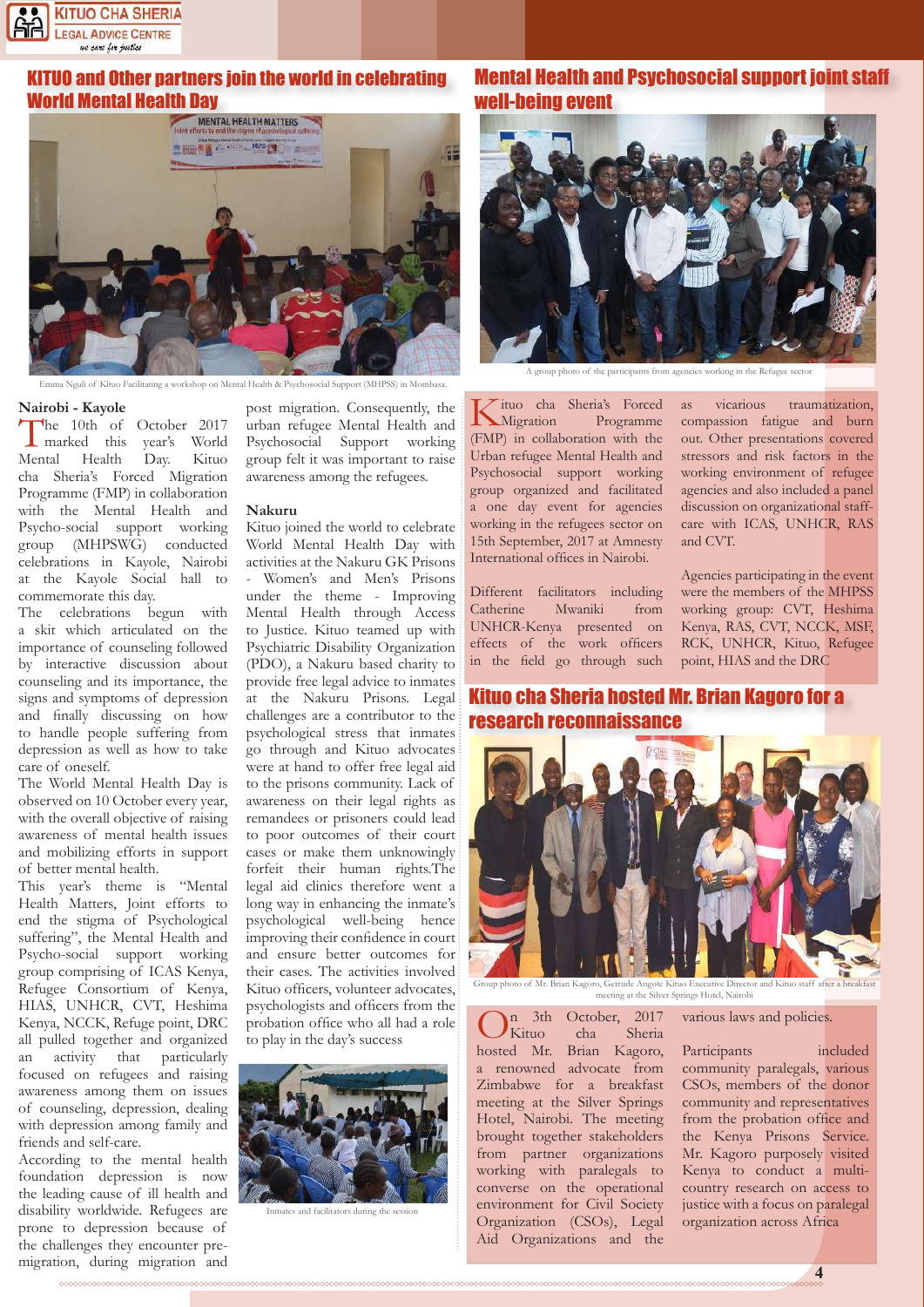## KITUO and Other partners join the world in celebrating World Mental Health Day

Emma Nguli of Kituo Facilitating a workshop on Mental Health & Psychosocial Support (MHPSS) in Mombasa.

### Nairobi - Kayole

The 10th of October 2017 marked this year's World Mental Health Day. Kituo cha Sheria's Forced Migration Programme (FMP) in collaboration with the Mental Health and Psycho-social support working group (MHPSWG) conducted celebrations in Kayole, Nairobi at the Kayole Social hall to commemorate this day.

The celebrations begun with a skit which articulated on the importance of counseling followed by interactive discussion about counseling and its importance, the signs and symptoms of depression and finally discussing on how to handle people suffering from depression as well as how to take care of oneself.

The World Mental Health Day is observed on 10 October every year, with the overall objective of raising awareness of mental health issues and mobilizing efforts in support of better mental health.

This year's theme is "Mental Health Matters, Joint efforts to end the stigma of Psychological suffering", the Mental Health and Psycho-social support working group comprising of ICAS Kenya, Refugee Consortium of Kenya, HIAS, UNHCR, CVT, Heshima Kenya, NCCK, Refuge point, DRC all pulled together and organized an activity that particularly focused on refugees and raising awareness among them on issues of counseling, depression, dealing with depression among family and friends and self-care.

According to the mental health foundation depression is now the leading cause of ill health and disability worldwide. Refugees are prone to depression because of the challenges they encounter pre-migration, during migration and post migration. Consequently, the urban refugee Mental Health and Psychosocial Support working group felt it was important to raise awareness among the refugees.

### Nakuru

Kituo joined the world to celebrate World Mental Health Day with activities at the Nakuru GK Prisons - Women's and Men's Prisons under the theme - Improving Mental Health through Access to Justice. Kituo teamed up with Psychiatric Disability Organization (PDO), a Nakuru based charity to provide free legal advice to inmates at the Nakuru Prisons. Legal challenges are a contributor to the psychological stress that inmates go through and Kituo advocates were at hand to offer free legal aid to the prisons community. Lack of awareness on their legal rights as remandees or prisoners could lead to poor outcomes of their court cases or make them unknowingly forfeit their human rights.The legal aid clinics therefore went a long way in enhancing the inmate's psychological well-being hence improving their confidence in court and ensure better outcomes for their cases. The activities involved Kituo officers, volunteer advocates, psychologists and officers from the probation office who all had a role to play in the day's success

Inmates and facilitators during the session

## Mental Health and Psychosocial support joint staff well-being event

A group photo of the participants from agencies working in the Refugee sector

Kituo cha Sheria's Forced Migration Programme (FMP) in collaboration with the Urban refugee Mental Health and Psychosocial support working group organized and facilitated a one day event for agencies working in the refugees sector on 15th September, 2017 at Amnesty International offices in Nairobi.

Different facilitators including Catherine Mwaniki from UNHCR-Kenya presented on effects of the work officers in the field go through such as vicarious traumatization, compassion fatigue and burn out. Other presentations covered stressors and risk factors in the working environment of refugee agencies and also included a panel discussion on organizational staff-care with ICAS, UNHCR, RAS and CVT.

Agencies participating in the event were the members of the MHPSS working group: CVT, Heshima Kenya, RAS, CVT, NCCK, MSF, RCK, UNHCR, Kituo, Refugee point, HIAS and the DRC

## Kituo cha Sheria hosted Mr. Brian Kagoro for a research reconnaissance

Group photo of Mr. Brian Kagoro, Getrude Angote Kituo Executive Director and Kituo staff after a breakfast meeting at the Silver Springs Hotel, Nairobi

On 3th October, 2017 Kituo cha Sheria hosted Mr. Brian Kagoro, a renowned advocate from Zimbabwe for a breakfast meeting at the Silver Springs Hotel, Nairobi. The meeting brought together stakeholders from partner organizations working with paralegals to converse on the operational environment for Civil Society Organization (CSOs), Legal Aid Organizations and the various laws and policies.

Participants included community paralegals, various CSOs, members of the donor community and representatives from the probation office and the Kenya Prisons Service. Mr. Kagoro purposely visited Kenya to conduct a multi-country research on access to justice with a focus on paralegal organization across Africa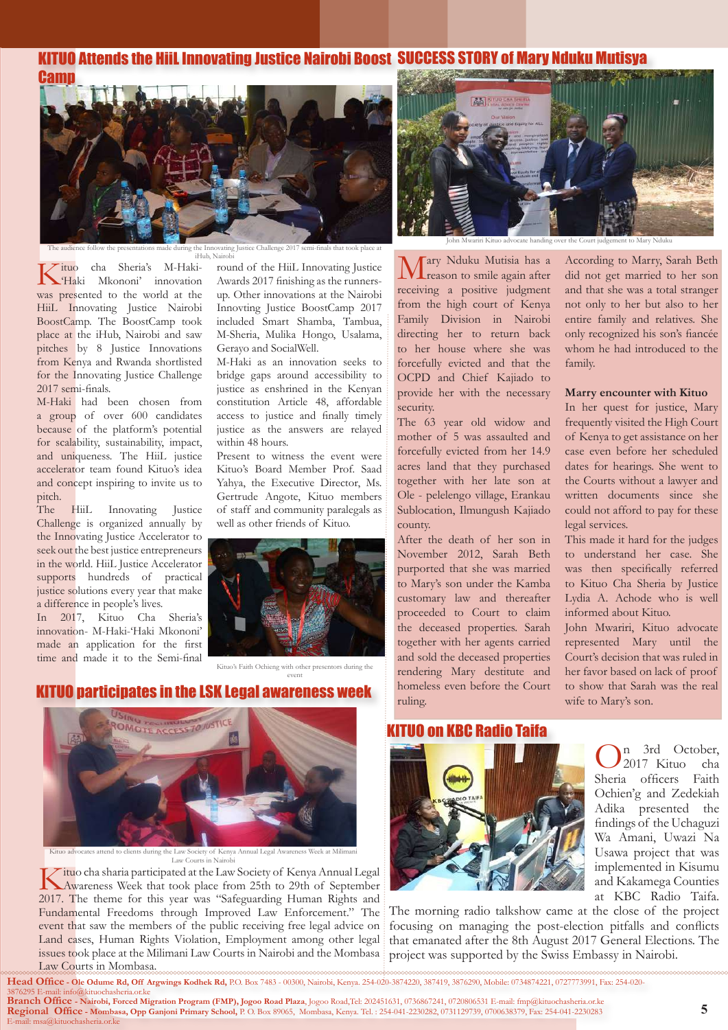## KITUO Attends the HiiL Innovating Justice Nairobi Boost Camp

The audience follow the presentations made during the Innovating Justice Challenge 2017 semi-finals that took place at iHub, Nairobi

Kituo cha Sheria's M-Haki-'Haki Mkononi' innovation was presented to the world at the HiiL Innovating Justice Nairobi BoostCamp. The BoostCamp took place at the iHub, Nairobi and saw pitches by 8 Justice Innovations from Kenya and Rwanda shortlisted for the Innovating Justice Challenge 2017 semi-finals.

M-Haki had been chosen from a group of over 600 candidates because of the platform's potential for scalability, sustainability, impact, and uniqueness. The HiiL justice accelerator team found Kituo's idea and concept inspiring to invite us to pitch.

The HiiL Innovating Justice Challenge is organized annually by the Innovating Justice Accelerator to seek out the best justice entrepreneurs in the world. HiiL Justice Accelerator supports hundreds of practical justice solutions every year that make a difference in people's lives.

In 2017, Kituo Cha Sheria's innovation- M-Haki-'Haki Mkononi' made an application for the first time and made it to the Semi-final round of the HiiL Innovating Justice Awards 2017 finishing as the runners-up. Other innovations at the Nairobi Innovting Justice BoostCamp 2017 included Smart Shamba, Tambua, M-Sheria, Mulika Hongo, Usalama, Gerayo and SocialWell.

M-Haki as an innovation seeks to bridge gaps around accessibility to justice as enshrined in the Kenyan constitution Article 48, affordable access to justice and finally timely justice as the answers are relayed within 48 hours.

Present to witness the event were Kituo's Board Member Prof. Saad Yahya, the Executive Director, Ms. Gertrude Angote, Kituo members of staff and community paralegals as well as other friends of Kituo.

Kituo's Faith Ochieng with other presentors during the event

## KITUO participates in the LSK Legal awareness week

Kituo advocates attend to clients during the Law Society of Kenya Annual Legal Awareness Week at Milimani Law Courts in Nairobi

Kituo cha sharia participated at the Law Society of Kenya Annual Legal Awareness Week that took place from 25th to 29th of September 2017. The theme for this year was "Safeguarding Human Rights and Fundamental Freedoms through Improved Law Enforcement." The event that saw the members of the public receiving free legal advice on Land cases, Human Rights Violation, Employment among other legal issues took place at the Milimani Law Courts in Nairobi and the Mombasa Law Courts in Mombasa.

## SUCCESS STORY of Mary Nduku Mutisya

John Mwariri Kituo advocate handing over the Court judgement to Mary Nduku

Mary Nduku Mutisia has a reason to smile again after receiving a positive judgment from the high court of Kenya Family Division in Nairobi directing her to return back to her house where she was forcefully evicted and that the OCPD and Chief Kajiado to provide her with the necessary security.

The 63 year old widow and mother of 5 was assaulted and forcefully evicted from her 14.9 acres land that they purchased together with her late son at Ole - pelelengo village, Erankau Sublocation, Ilmungush Kajiado county.

After the death of her son in November 2012, Sarah Beth purported that she was married to Mary's son under the Kamba customary law and thereafter proceeded to Court to claim the deceased properties. Sarah together with her agents carried and sold the deceased properties rendering Mary destitute and homeless even before the Court ruling.

According to Marry, Sarah Beth did not get married to her son and that she was a total stranger not only to her but also to her entire family and relatives. She only recognized his son's fiancée whom he had introduced to the family.

**Marry encounter with Kituo**

In her quest for justice, Mary frequently visited the High Court of Kenya to get assistance on her case even before her scheduled dates for hearings. She went to the Courts without a lawyer and written documents since she could not afford to pay for these legal services.

This made it hard for the judges to understand her case. She was then specifically referred to Kituo Cha Sheria by Justice Lydia A. Achode who is well informed about Kituo.

John Mwariri, Kituo advocate represented Mary until the Court's decision that was ruled in her favor based on lack of proof to show that Sarah was the real wife to Mary's son.

## KITUO on KBC Radio Taifa

On 3rd October, 2017 Kituo cha Sheria officers Faith Ochien'g and Zedekiah Adika presented the findings of the Uchaguzi Wa Amani, Uwazi Na Usawa project that was implemented in Kisumu and Kakamega Counties at KBC Radio Taifa. The morning radio talkshow came at the close of the project focusing on managing the post-election pitfalls and conflicts that emanated after the 8th August 2017 General Elections. The project was supported by the Swiss Embassy in Nairobi.

**Head Office - Ole Odume Rd, Off Argwings Kodhek Rd,** P.O. Box 7483 - 00300, Nairobi, Kenya. 254-020-3874220, 387419, 3876290, Mobile: 0734874221, 0727773991, Fax: 254-020-3876295 E-mail: info@kituochasheria.or.ke
**Branch Office - Nairobi, Forced Migration Program (FMP), Jogoo Road Plaza**, Jogoo Road,Tel: 202451631, 0736867241, 0720806531 E-mail: fmp@kituochasheria.or.ke
**Regional Office - Mombasa, Opp Ganjoni Primary School,** P. O. Box 89065, Mombasa, Kenya. Tel. : 254-041-2230282, 0731129739, 0700638379, Fax: 254-041-2230283 E-mail: msa@kituochasheria.or.ke